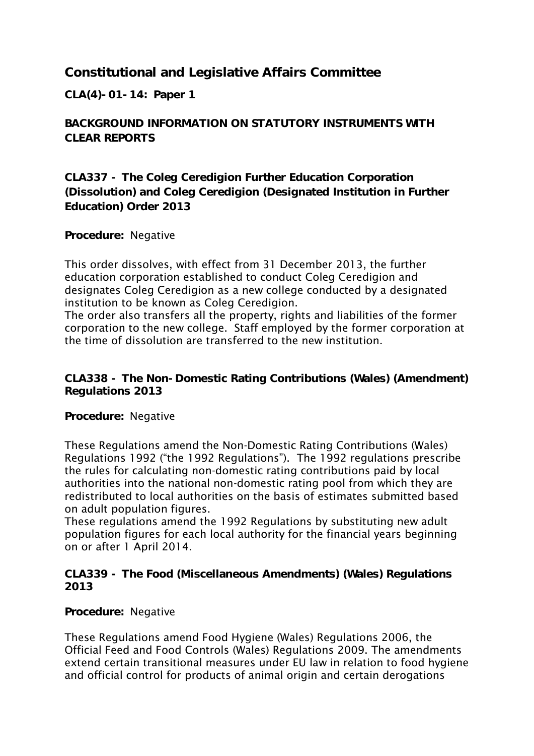# Constitutional and Legislative Affairs Committee

**CLA(4)-01-14: Paper 1**

**BACKGROUND INFORMATION ON STATUTORY INSTRUMENTS WITH CLEAR REPORTS**

### CLA337 - The Coleg Ceredigion Further Education Corporation (Dissolution) and Coleg Ceredigion (Designated Institution in Further Education) Order 2013

**Procedure:** Negative

This order dissolves, with effect from 31 December 2013, the further education corporation established to conduct Coleg Ceredigion and designates Coleg Ceredigion as a new college conducted by a designated institution to be known as Coleg Ceredigion.
The order also transfers all the property, rights and liabilities of the former corporation to the new college. Staff employed by the former corporation at the time of dissolution are transferred to the new institution.

### CLA338 - The Non-Domestic Rating Contributions (Wales) (Amendment) Regulations 2013

**Procedure:** Negative

These Regulations amend the Non-Domestic Rating Contributions (Wales) Regulations 1992 ("the 1992 Regulations"). The 1992 regulations prescribe the rules for calculating non-domestic rating contributions paid by local authorities into the national non-domestic rating pool from which they are redistributed to local authorities on the basis of estimates submitted based on adult population figures.
These regulations amend the 1992 Regulations by substituting new adult population figures for each local authority for the financial years beginning on or after 1 April 2014.

### CLA339 - The Food (Miscellaneous Amendments) (Wales) Regulations 2013

**Procedure:** Negative

These Regulations amend Food Hygiene (Wales) Regulations 2006, the Official Feed and Food Controls (Wales) Regulations 2009. The amendments extend certain transitional measures under EU law in relation to food hygiene and official control for products of animal origin and certain derogations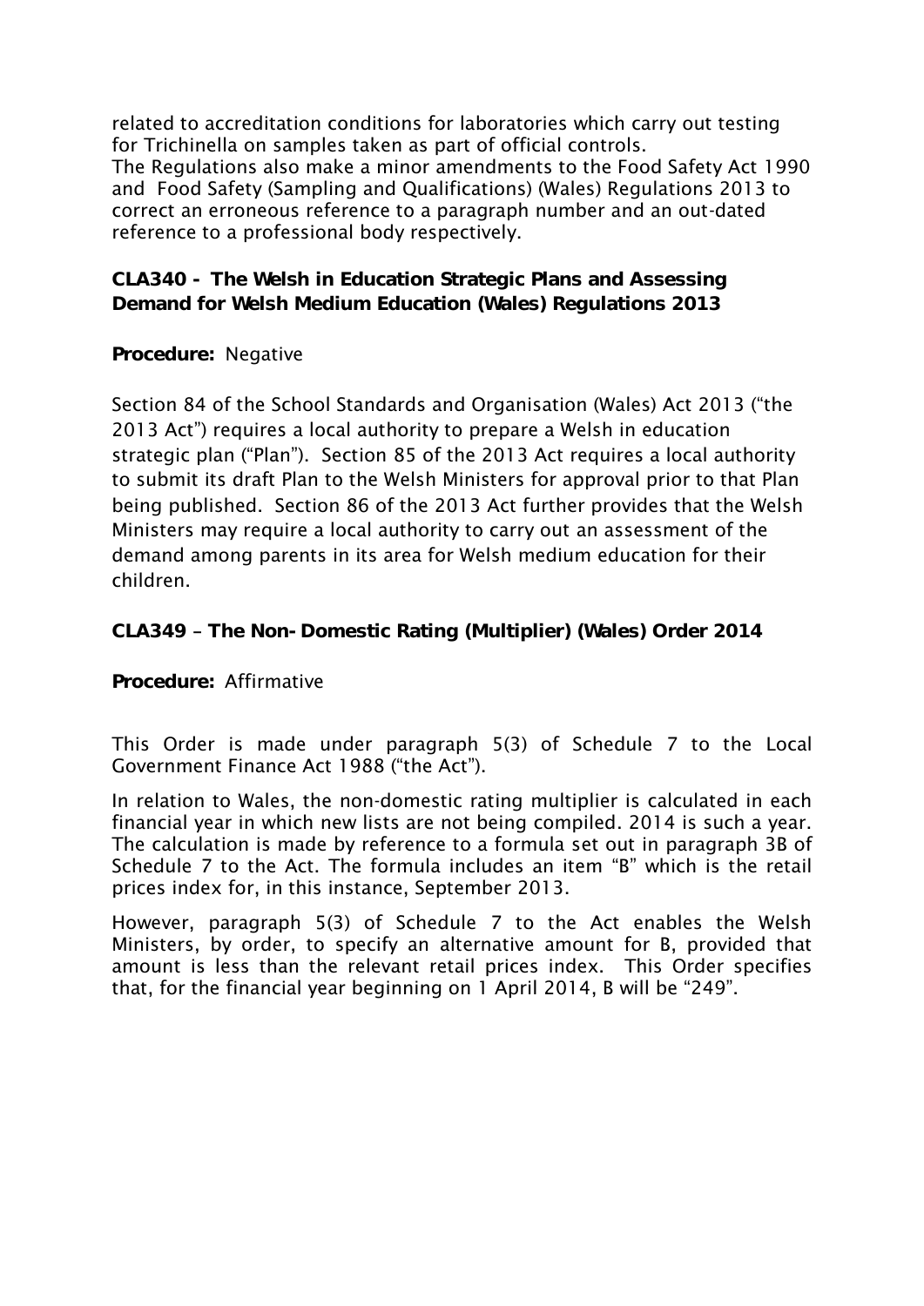related to accreditation conditions for laboratories which carry out testing for Trichinella on samples taken as part of official controls.
The Regulations also make a minor amendments to the Food Safety Act 1990 and Food Safety (Sampling and Qualifications) (Wales) Regulations 2013 to correct an erroneous reference to a paragraph number and an out-dated reference to a professional body respectively.

**CLA340 - The Welsh in Education Strategic Plans and Assessing Demand for Welsh Medium Education (Wales) Regulations 2013**

**Procedure:** Negative

Section 84 of the School Standards and Organisation (Wales) Act 2013 ("the 2013 Act") requires a local authority to prepare a Welsh in education strategic plan ("Plan"). Section 85 of the 2013 Act requires a local authority to submit its draft Plan to the Welsh Ministers for approval prior to that Plan being published. Section 86 of the 2013 Act further provides that the Welsh Ministers may require a local authority to carry out an assessment of the demand among parents in its area for Welsh medium education for their children.

**CLA349 – The Non- Domestic Rating (Multiplier) (Wales) Order 2014**

**Procedure:** Affirmative

This Order is made under paragraph 5(3) of Schedule 7 to the Local Government Finance Act 1988 ("the Act").

In relation to Wales, the non-domestic rating multiplier is calculated in each financial year in which new lists are not being compiled. 2014 is such a year. The calculation is made by reference to a formula set out in paragraph 3B of Schedule 7 to the Act. The formula includes an item "B" which is the retail prices index for, in this instance, September 2013.

However, paragraph 5(3) of Schedule 7 to the Act enables the Welsh Ministers, by order, to specify an alternative amount for B, provided that amount is less than the relevant retail prices index. This Order specifies that, for the financial year beginning on 1 April 2014, B will be "249".